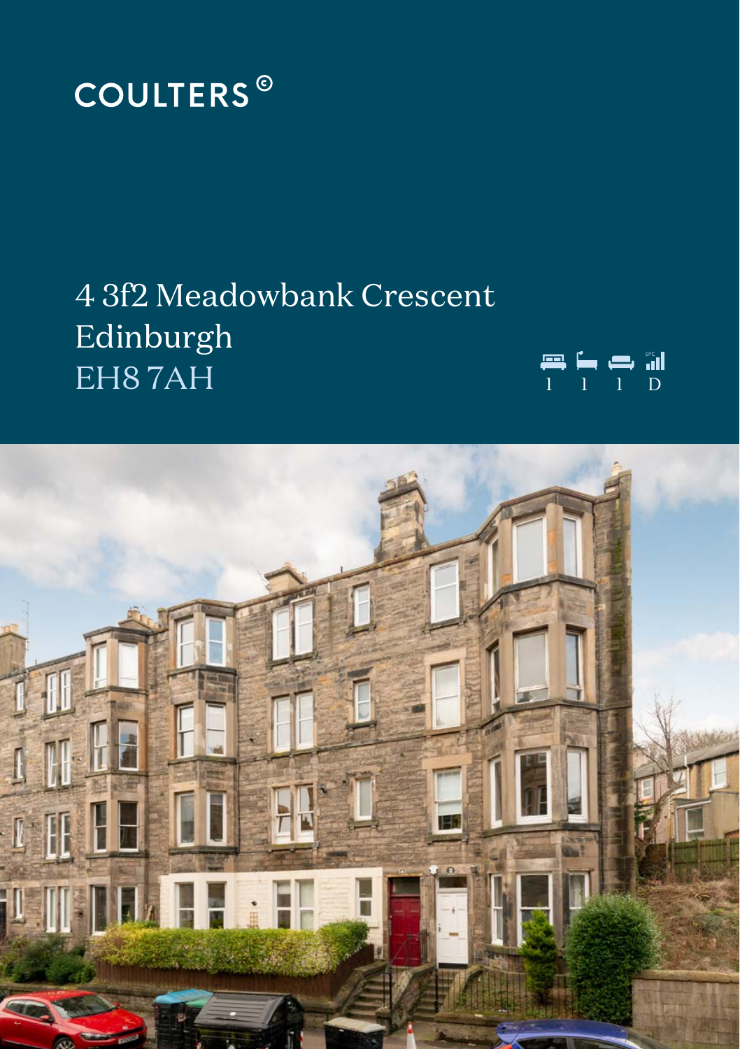# COULTERS©

## 4 3f2 Meadowbank Crescent
## Edinburgh
## EH8 7AH

1 1 1 D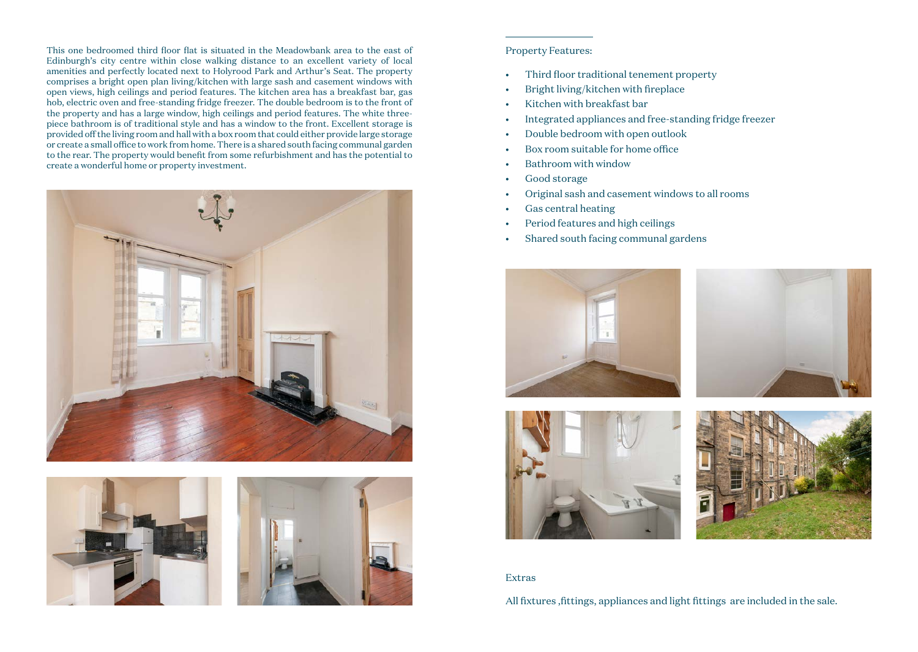This one bedroomed third floor flat is situated in the Meadowbank area to the east of Edinburgh's city centre within close walking distance to an excellent variety of local amenities and perfectly located next to Holyrood Park and Arthur's Seat. The property comprises a bright open plan living/kitchen with large sash and casement windows with open views, high ceilings and period features. The kitchen area has a breakfast bar, gas hob, electric oven and free-standing fridge freezer. The double bedroom is to the front of the property and has a large window, high ceilings and period features. The white three-piece bathroom is of traditional style and has a window to the front. Excellent storage is provided off the living room and hall with a box room that could either provide large storage or create a small office to work from home. There is a shared south facing communal garden to the rear. The property would benefit from some refurbishment and has the potential to create a wonderful home or property investment.

Property Features:

- Third floor traditional tenement property
- Bright living/kitchen with fireplace
- Kitchen with breakfast bar
- Integrated appliances and free-standing fridge freezer
- Double bedroom with open outlook
- Box room suitable for home office
- Bathroom with window
- Good storage
- Original sash and casement windows to all rooms
- Gas central heating
- Period features and high ceilings
- Shared south facing communal gardens

Extras

All fixtures ,fittings, appliances and light fittings are included in the sale.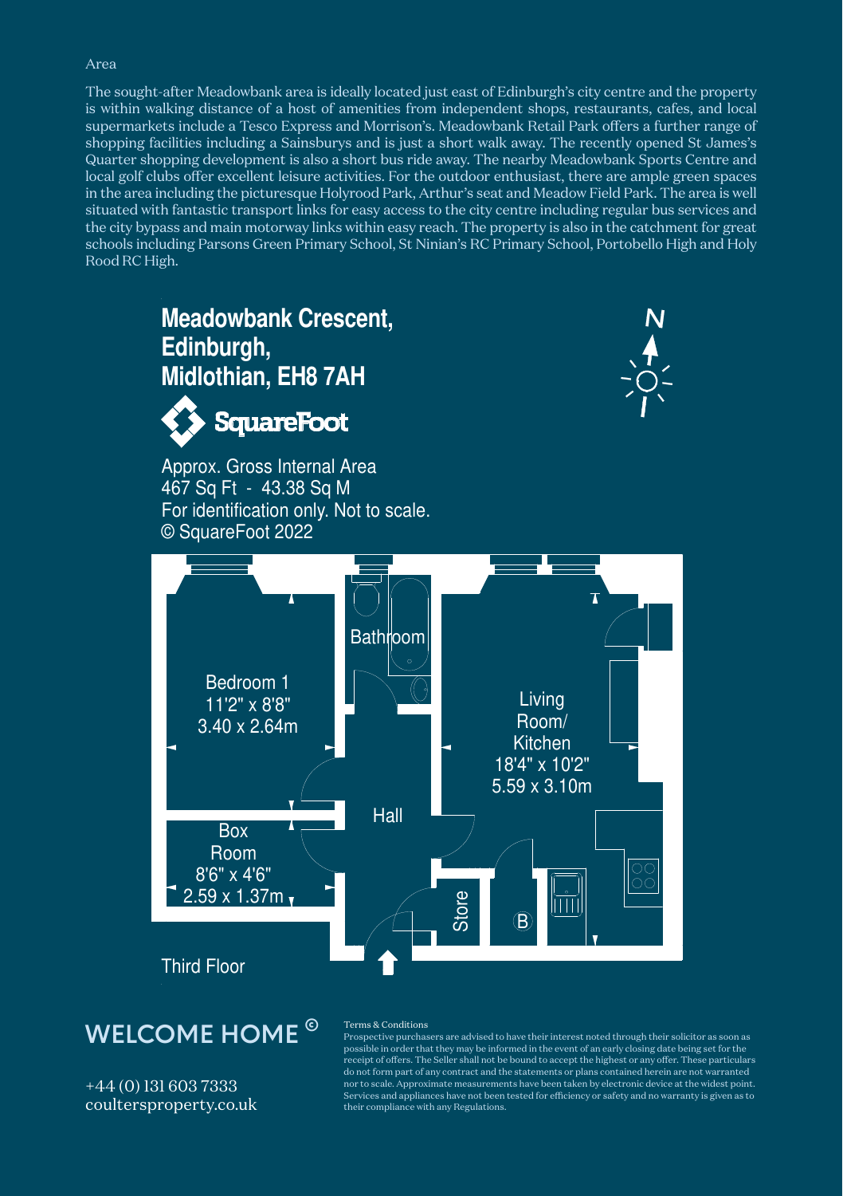Area

The sought-after Meadowbank area is ideally located just east of Edinburgh's city centre and the property is within walking distance of a host of amenities from independent shops, restaurants, cafes, and local supermarkets include a Tesco Express and Morrison's. Meadowbank Retail Park offers a further range of shopping facilities including a Sainsburys and is just a short walk away. The recently opened St James's Quarter shopping development is also a short bus ride away. The nearby Meadowbank Sports Centre and local golf clubs offer excellent leisure activities. For the outdoor enthusiast, there are ample green spaces in the area including the picturesque Holyrood Park, Arthur's seat and Meadow Field Park. The area is well situated with fantastic transport links for easy access to the city centre including regular bus services and the city bypass and main motorway links within easy reach. The property is also in the catchment for great schools including Parsons Green Primary School, St Ninian's RC Primary School, Portobello High and Holy Rood RC High.

## Meadowbank Crescent, Edinburgh, Midlothian, EH8 7AH

SquareFoot

Approx. Gross Internal Area
467 Sq Ft - 43.38 Sq M
For identification only. Not to scale.
© SquareFoot 2022

N

Bathroom

Bedroom 1
11'2" x 8'8"
3.40 x 2.64m

Living Room/ Kitchen
18'4" x 10'2"
5.59 x 3.10m

Hall

Box Room
8'6" x 4'6"
2.59 x 1.37m

Store

B

Third Floor

## WELCOME HOME ©

+44 (0) 131 603 7333
coultersproperty.co.uk

Terms & Conditions

Prospective purchasers are advised to have their interest noted through their solicitor as soon as possible in order that they may be informed in the event of an early closing date being set for the receipt of offers. The Seller shall not be bound to accept the highest or any offer. These particulars do not form part of any contract and the statements or plans contained herein are not warranted nor to scale. Approximate measurements have been taken by electronic device at the widest point. Services and appliances have not been tested for efficiency or safety and no warranty is given as to their compliance with any Regulations.